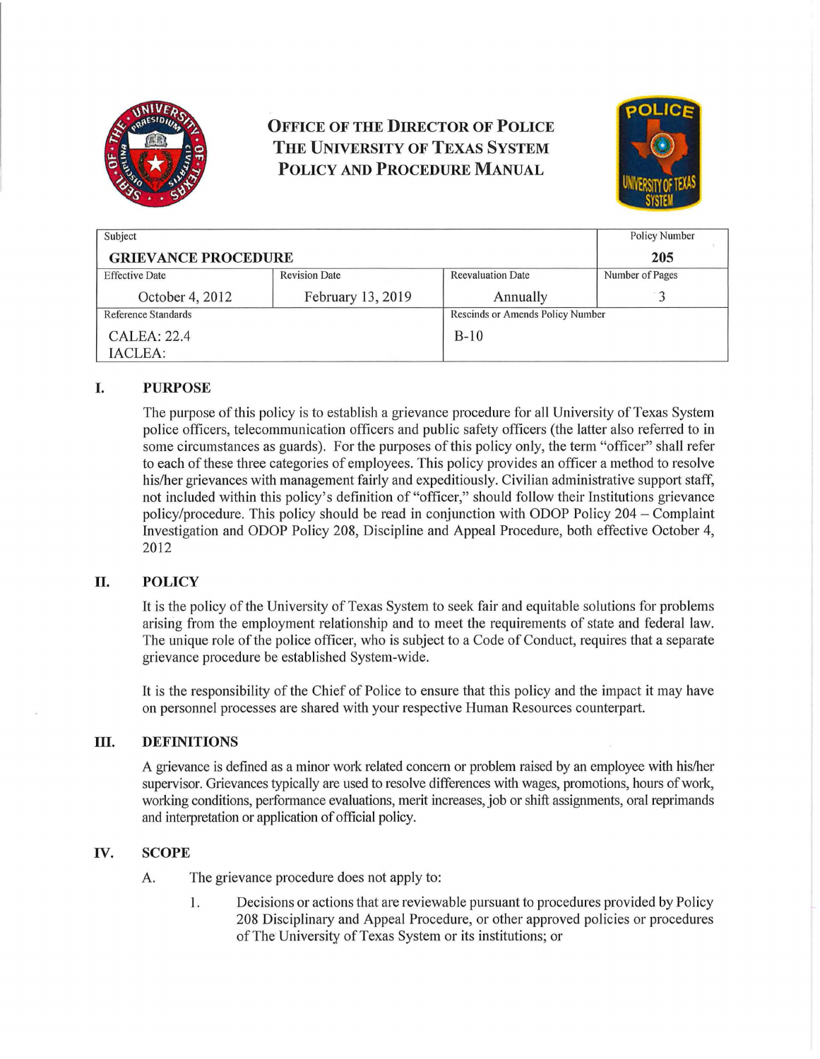# OFFICE OF THE DIRECTOR OF POLICE
# THE UNIVERSITY OF TEXAS SYSTEM
# POLICY AND PROCEDURE MANUAL

| Subject | | | Policy Number |
|---|---|---|---|
| **GRIEVANCE PROCEDURE** | | | **205** |
| Effective Date | Revision Date | Reevaluation Date | Number of Pages |
| October 4, 2012 | February 13, 2019 | Annually | 3 |
| Reference Standards | | Rescinds or Amends Policy Number | |
| CALEA: 22.4<br>IACLEA: | | B-10 | |

## I. PURPOSE

The purpose of this policy is to establish a grievance procedure for all University of Texas System police officers, telecommunication officers and public safety officers (the latter also referred to in some circumstances as guards). For the purposes of this policy only, the term "officer" shall refer to each of these three categories of employees. This policy provides an officer a method to resolve his/her grievances with management fairly and expeditiously. Civilian administrative support staff, not included within this policy's definition of "officer," should follow their Institutions grievance policy/procedure. This policy should be read in conjunction with ODOP Policy 204 – Complaint Investigation and ODOP Policy 208, Discipline and Appeal Procedure, both effective October 4, 2012

## II. POLICY

It is the policy of the University of Texas System to seek fair and equitable solutions for problems arising from the employment relationship and to meet the requirements of state and federal law. The unique role of the police officer, who is subject to a Code of Conduct, requires that a separate grievance procedure be established System-wide.

It is the responsibility of the Chief of Police to ensure that this policy and the impact it may have on personnel processes are shared with your respective Human Resources counterpart.

## III. DEFINITIONS

A grievance is defined as a minor work related concern or problem raised by an employee with his/her supervisor. Grievances typically are used to resolve differences with wages, promotions, hours of work, working conditions, performance evaluations, merit increases, job or shift assignments, oral reprimands and interpretation or application of official policy.

## IV. SCOPE

A. The grievance procedure does not apply to:

1. Decisions or actions that are reviewable pursuant to procedures provided by Policy 208 Disciplinary and Appeal Procedure, or other approved policies or procedures of The University of Texas System or its institutions; or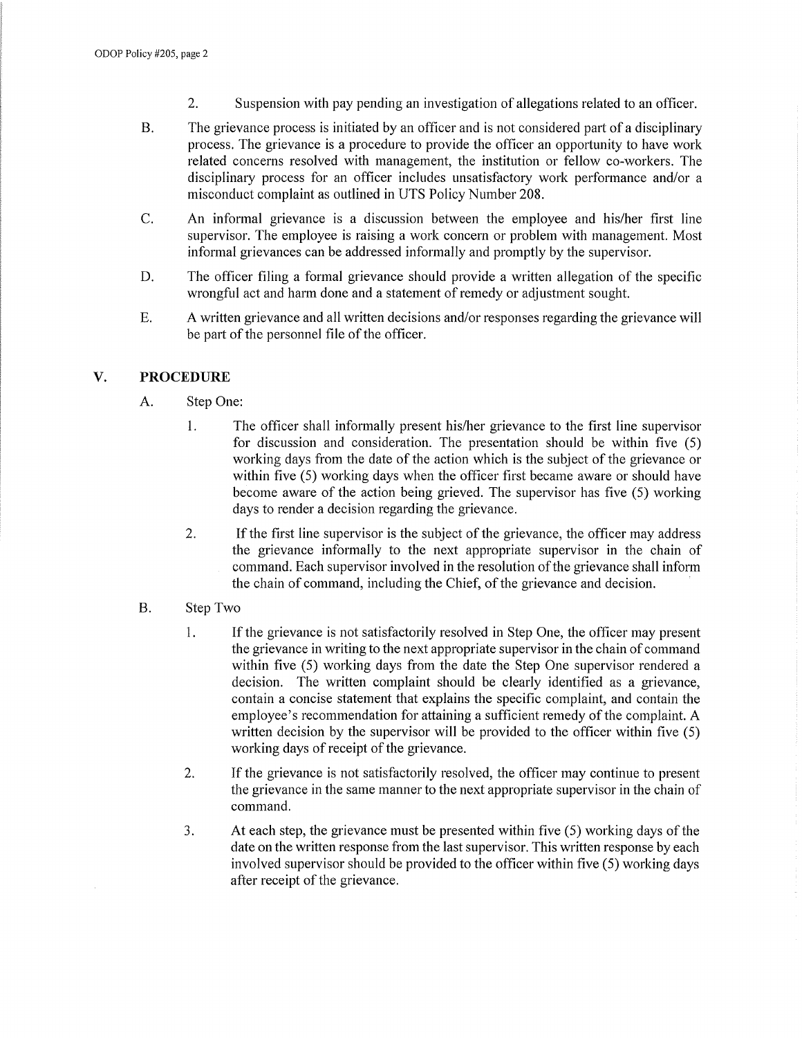2. Suspension with pay pending an investigation of allegations related to an officer.

B. The grievance process is initiated by an officer and is not considered part of a disciplinary process. The grievance is a procedure to provide the officer an opportunity to have work related concerns resolved with management, the institution or fellow co-workers. The disciplinary process for an officer includes unsatisfactory work performance and/or a misconduct complaint as outlined in UTS Policy Number 208.

C. An informal grievance is a discussion between the employee and his/her first line supervisor. The employee is raising a work concern or problem with management. Most informal grievances can be addressed informally and promptly by the supervisor.

D. The officer filing a formal grievance should provide a written allegation of the specific wrongful act and harm done and a statement of remedy or adjustment sought.

E. A written grievance and all written decisions and/or responses regarding the grievance will be part of the personnel file of the officer.

## V. PROCEDURE

A. Step One:

1. The officer shall informally present his/her grievance to the first line supervisor for discussion and consideration. The presentation should be within five (5) working days from the date of the action which is the subject of the grievance or within five (5) working days when the officer first became aware or should have become aware of the action being grieved. The supervisor has five (5) working days to render a decision regarding the grievance.

2. If the first line supervisor is the subject of the grievance, the officer may address the grievance informally to the next appropriate supervisor in the chain of command. Each supervisor involved in the resolution of the grievance shall inform the chain of command, including the Chief, of the grievance and decision.

B. Step Two

1. If the grievance is not satisfactorily resolved in Step One, the officer may present the grievance in writing to the next appropriate supervisor in the chain of command within five (5) working days from the date the Step One supervisor rendered a decision. The written complaint should be clearly identified as a grievance, contain a concise statement that explains the specific complaint, and contain the employee's recommendation for attaining a sufficient remedy of the complaint. A written decision by the supervisor will be provided to the officer within five (5) working days of receipt of the grievance.

2. If the grievance is not satisfactorily resolved, the officer may continue to present the grievance in the same manner to the next appropriate supervisor in the chain of command.

3. At each step, the grievance must be presented within five (5) working days of the date on the written response from the last supervisor. This written response by each involved supervisor should be provided to the officer within five (5) working days after receipt of the grievance.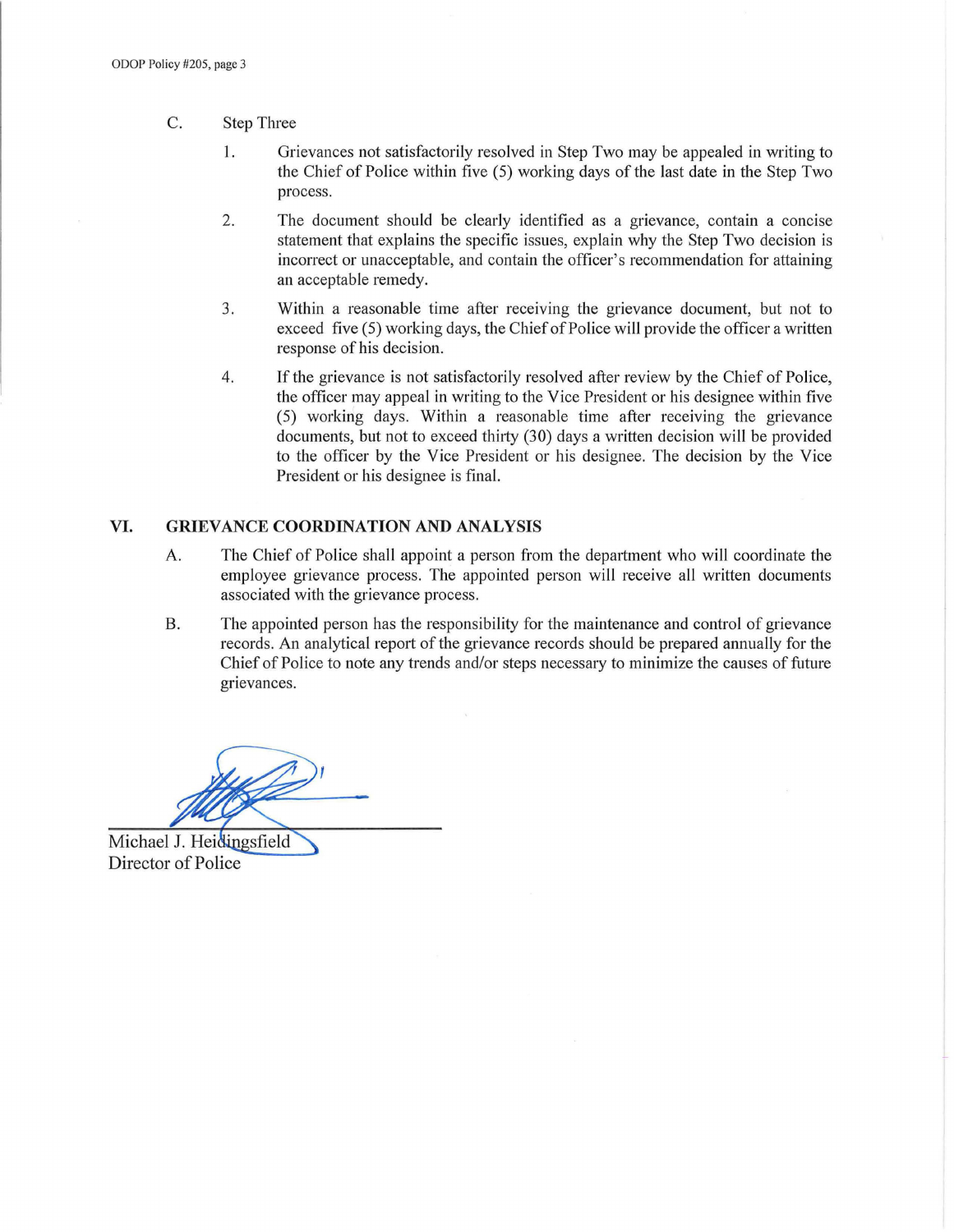C. Step Three

1. Grievances not satisfactorily resolved in Step Two may be appealed in writing to the Chief of Police within five (5) working days of the last date in the Step Two process.

2. The document should be clearly identified as a grievance, contain a concise statement that explains the specific issues, explain why the Step Two decision is incorrect or unacceptable, and contain the officer's recommendation for attaining an acceptable remedy.

3. Within a reasonable time after receiving the grievance document, but not to exceed five (5) working days, the Chief of Police will provide the officer a written response of his decision.

4. If the grievance is not satisfactorily resolved after review by the Chief of Police, the officer may appeal in writing to the Vice President or his designee within five (5) working days. Within a reasonable time after receiving the grievance documents, but not to exceed thirty (30) days a written decision will be provided to the officer by the Vice President or his designee. The decision by the Vice President or his designee is final.

## VI. GRIEVANCE COORDINATION AND ANALYSIS

A. The Chief of Police shall appoint a person from the department who will coordinate the employee grievance process. The appointed person will receive all written documents associated with the grievance process.

B. The appointed person has the responsibility for the maintenance and control of grievance records. An analytical report of the grievance records should be prepared annually for the Chief of Police to note any trends and/or steps necessary to minimize the causes of future grievances.

Michael J. Heidingsfield
Director of Police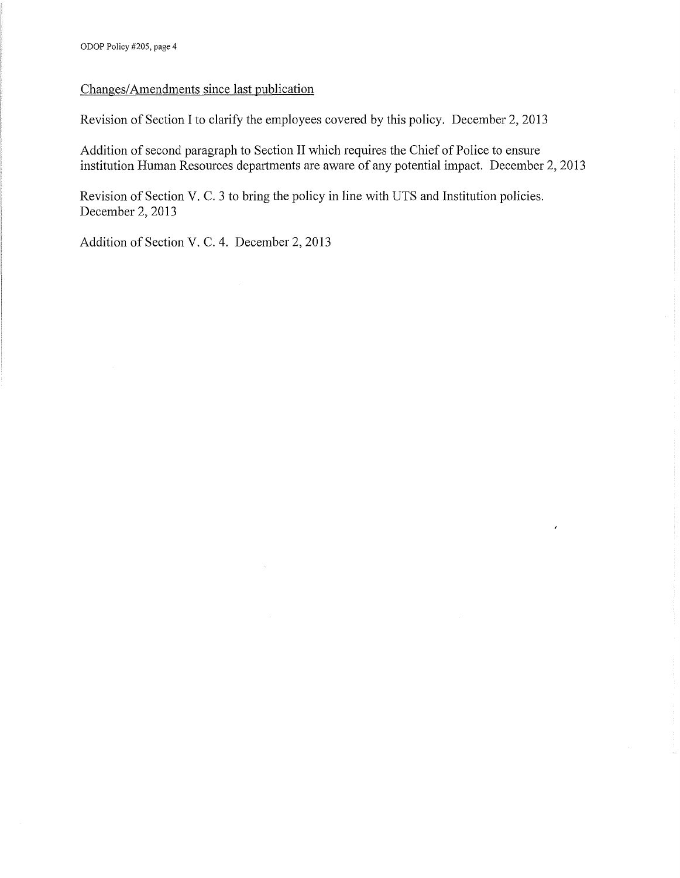Changes/Amendments since last publication

Revision of Section I to clarify the employees covered by this policy. December 2, 2013

Addition of second paragraph to Section II which requires the Chief of Police to ensure institution Human Resources departments are aware of any potential impact. December 2, 2013

Revision of Section V. C. 3 to bring the policy in line with UTS and Institution policies. December 2, 2013

Addition of Section V. C. 4. December 2, 2013